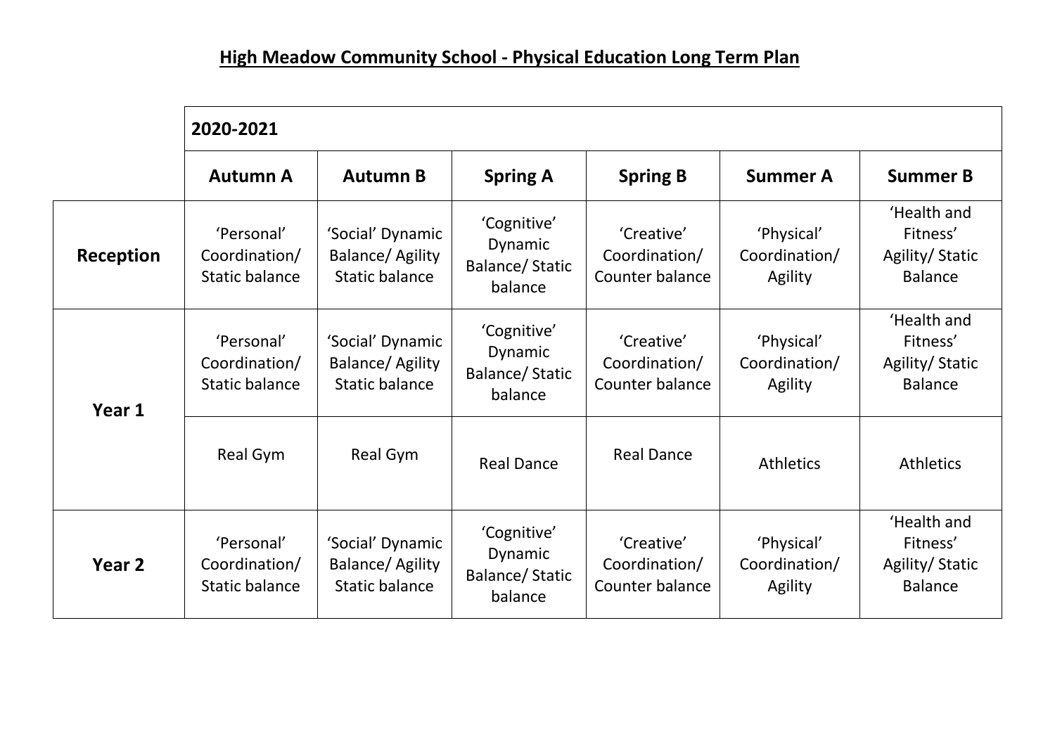# High Meadow Community School - Physical Education Long Term Plan

| | 2020-2021 | | | | | |
|---|---|---|---|---|---|---|
| | **Autumn A** | **Autumn B** | **Spring A** | **Spring B** | **Summer A** | **Summer B** |
| **Reception** | 'Personal' Coordination/ Static balance | 'Social' Dynamic Balance/ Agility Static balance | 'Cognitive' Dynamic Balance/ Static balance | 'Creative' Coordination/ Counter balance | 'Physical' Coordination/ Agility | 'Health and Fitness' Agility/ Static Balance |
| **Year 1** | 'Personal' Coordination/ Static balance | 'Social' Dynamic Balance/ Agility Static balance | 'Cognitive' Dynamic Balance/ Static balance | 'Creative' Coordination/ Counter balance | 'Physical' Coordination/ Agility | 'Health and Fitness' Agility/ Static Balance |
| | Real Gym | Real Gym | Real Dance | Real Dance | Athletics | Athletics |
| **Year 2** | 'Personal' Coordination/ Static balance | 'Social' Dynamic Balance/ Agility Static balance | 'Cognitive' Dynamic Balance/ Static balance | 'Creative' Coordination/ Counter balance | 'Physical' Coordination/ Agility | 'Health and Fitness' Agility/ Static Balance |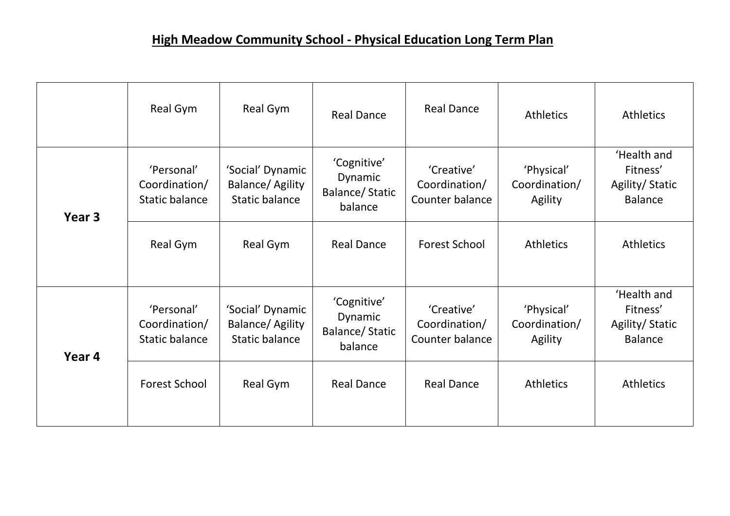# High Meadow Community School - Physical Education Long Term Plan

| | Real Gym | Real Gym | Real Dance | Real Dance | Athletics | Athletics |
|---|---|---|---|---|---|---|
| **Year 3** | 'Personal' Coordination/ Static balance | 'Social' Dynamic Balance/ Agility Static balance | 'Cognitive' Dynamic Balance/ Static balance | 'Creative' Coordination/ Counter balance | 'Physical' Coordination/ Agility | 'Health and Fitness' Agility/ Static Balance |
| | Real Gym | Real Gym | Real Dance | Forest School | Athletics | Athletics |
| **Year 4** | 'Personal' Coordination/ Static balance | 'Social' Dynamic Balance/ Agility Static balance | 'Cognitive' Dynamic Balance/ Static balance | 'Creative' Coordination/ Counter balance | 'Physical' Coordination/ Agility | 'Health and Fitness' Agility/ Static Balance |
| | Forest School | Real Gym | Real Dance | Real Dance | Athletics | Athletics |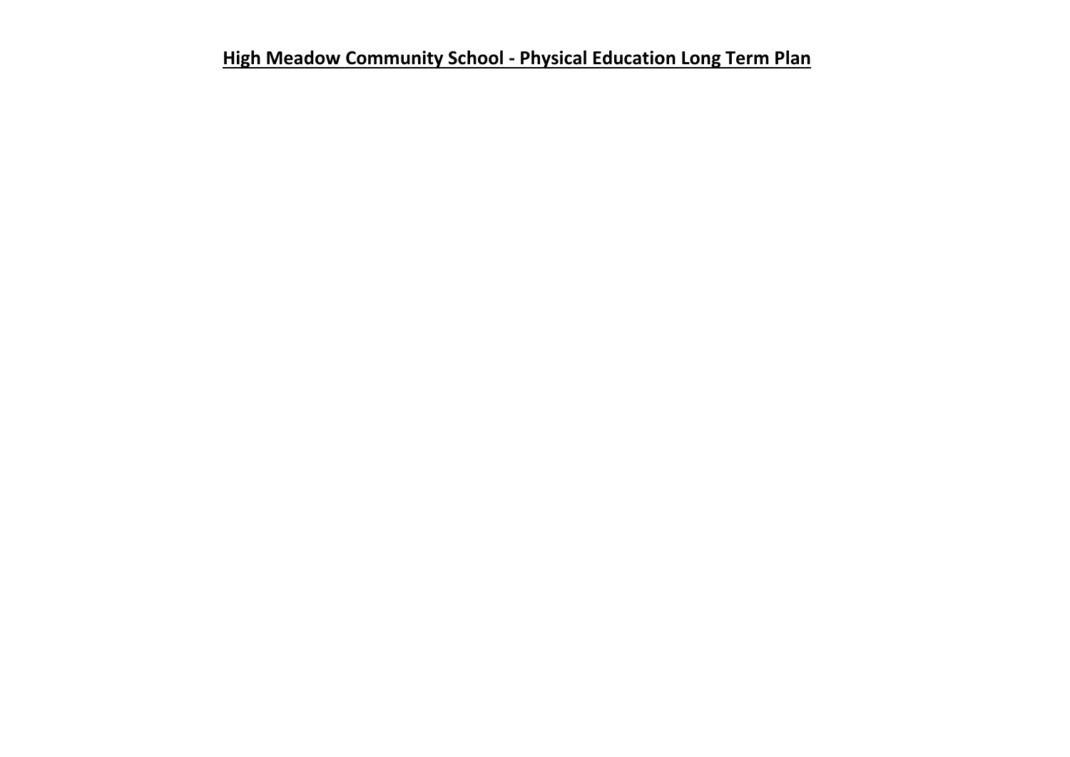**High Meadow Community School - Physical Education Long Term Plan**